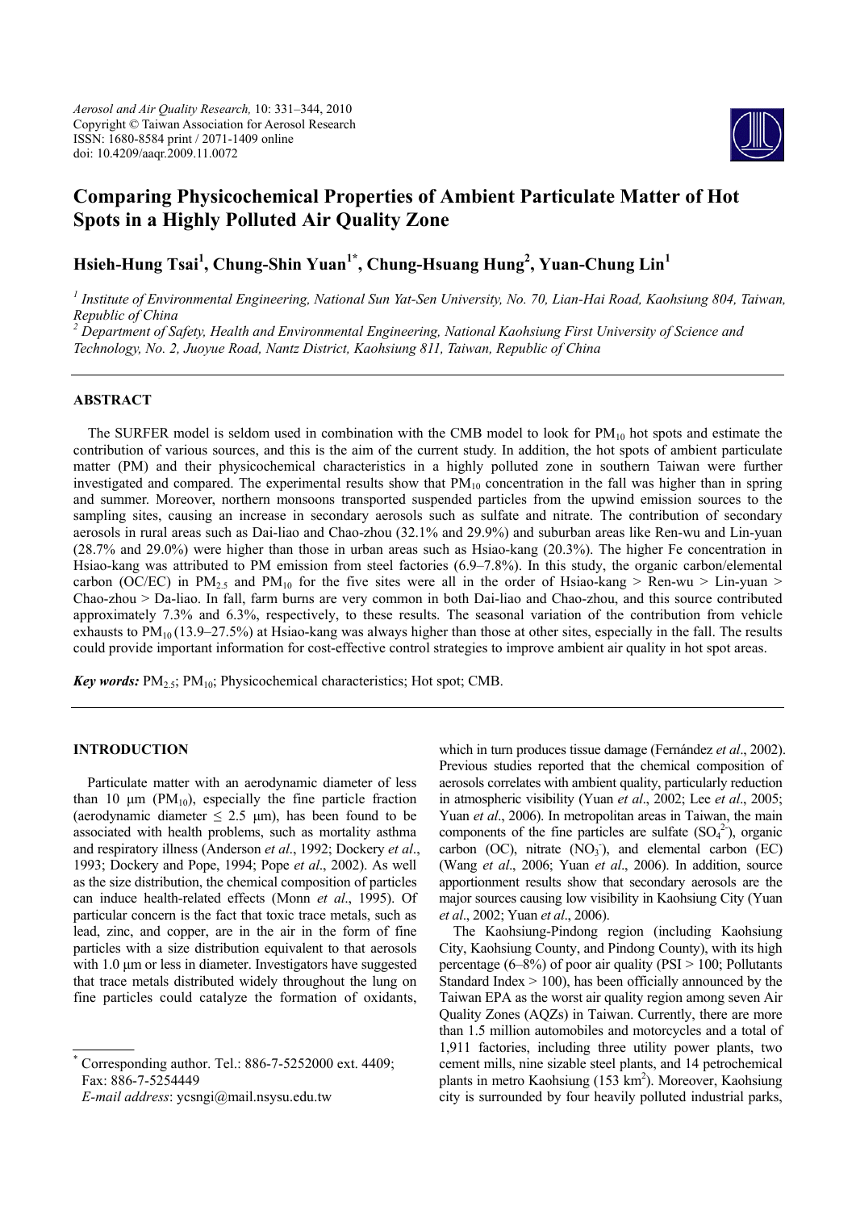# Comparing Physicochemical Properties of Ambient Particulate Matter of Hot Spots in a Highly Polluted Air Quality Zone

**Hsieh-Hung Tsai[1], Chung-Shin Yuan[1*], Chung-Hsuang Hung[2], Yuan-Chung Lin[1]**

[1] *Institute of Environmental Engineering, National Sun Yat-Sen University, No. 70, Lian-Hai Road, Kaohsiung 804, Taiwan, Republic of China*

[2] *Department of Safety, Health and Environmental Engineering, National Kaohsiung First University of Science and Technology, No. 2, Juoyue Road, Nantz District, Kaohsiung 811, Taiwan, Republic of China*

## ABSTRACT

The SURFER model is seldom used in combination with the CMB model to look for $PM_{10}$ hot spots and estimate the contribution of various sources, and this is the aim of the current study. In addition, the hot spots of ambient particulate matter (PM) and their physicochemical characteristics in a highly polluted zone in southern Taiwan were further investigated and compared. The experimental results show that $PM_{10}$ concentration in the fall was higher than in spring and summer. Moreover, northern monsoons transported suspended particles from the upwind emission sources to the sampling sites, causing an increase in secondary aerosols such as sulfate and nitrate. The contribution of secondary aerosols in rural areas such as Dai-liao and Chao-zhou (32.1% and 29.9%) and suburban areas like Ren-wu and Lin-yuan (28.7% and 29.0%) were higher than those in urban areas such as Hsiao-kang (20.3%). The higher Fe concentration in Hsiao-kang was attributed to PM emission from steel factories (6.9–7.8%). In this study, the organic carbon/elemental carbon (OC/EC) in $PM_{2.5}$ and $PM_{10}$ for the five sites were all in the order of Hsiao-kang > Ren-wu > Lin-yuan > Chao-zhou > Da-liao. In fall, farm burns are very common in both Dai-liao and Chao-zhou, and this source contributed approximately 7.3% and 6.3%, respectively, to these results. The seasonal variation of the contribution from vehicle exhausts to $PM_{10}$ (13.9–27.5%) at Hsiao-kang was always higher than those at other sites, especially in the fall. The results could provide important information for cost-effective control strategies to improve ambient air quality in hot spot areas.

***Key words:*** $PM_{2.5}$; $PM_{10}$; Physicochemical characteristics; Hot spot; CMB.

## INTRODUCTION

Particulate matter with an aerodynamic diameter of less than 10 μm ($PM_{10}$), especially the fine particle fraction (aerodynamic diameter ≤ 2.5 μm), has been found to be associated with health problems, such as mortality asthma and respiratory illness (Anderson *et al*., 1992; Dockery *et al*., 1993; Dockery and Pope, 1994; Pope *et al*., 2002). As well as the size distribution, the chemical composition of particles can induce health-related effects (Monn *et al*., 1995). Of particular concern is the fact that toxic trace metals, such as lead, zinc, and copper, are in the air in the form of fine particles with a size distribution equivalent to that aerosols with 1.0 μm or less in diameter. Investigators have suggested that trace metals distributed widely throughout the lung on fine particles could catalyze the formation of oxidants, which in turn produces tissue damage (Fernández *et al*., 2002). Previous studies reported that the chemical composition of aerosols correlates with ambient quality, particularly reduction in atmospheric visibility (Yuan *et al*., 2002; Lee *et al*., 2005; Yuan *et al*., 2006). In metropolitan areas in Taiwan, the main components of the fine particles are sulfate ($SO_4^{2-}$), organic carbon (OC), nitrate ($NO_3^-$), and elemental carbon (EC) (Wang *et al*., 2006; Yuan *et al*., 2006). In addition, source apportionment results show that secondary aerosols are the major sources causing low visibility in Kaohsiung City (Yuan *et al*., 2002; Yuan *et al*., 2006).

The Kaohsiung-Pindong region (including Kaohsiung City, Kaohsiung County, and Pindong County), with its high percentage (6–8%) of poor air quality (PSI > 100; Pollutants Standard Index > 100), has been officially announced by the Taiwan EPA as the worst air quality region among seven Air Quality Zones (AQZs) in Taiwan. Currently, there are more than 1.5 million automobiles and motorcycles and a total of 1,911 factories, including three utility power plants, two cement mills, nine sizable steel plants, and 14 petrochemical plants in metro Kaohsiung (153 km$^2$). Moreover, Kaohsiung city is surrounded by four heavily polluted industrial parks,

---

[*] Corresponding author. Tel.: 886-7-5252000 ext. 4409; Fax: 886-7-5254449
*E-mail address*: ycsngi@mail.nsysu.edu.tw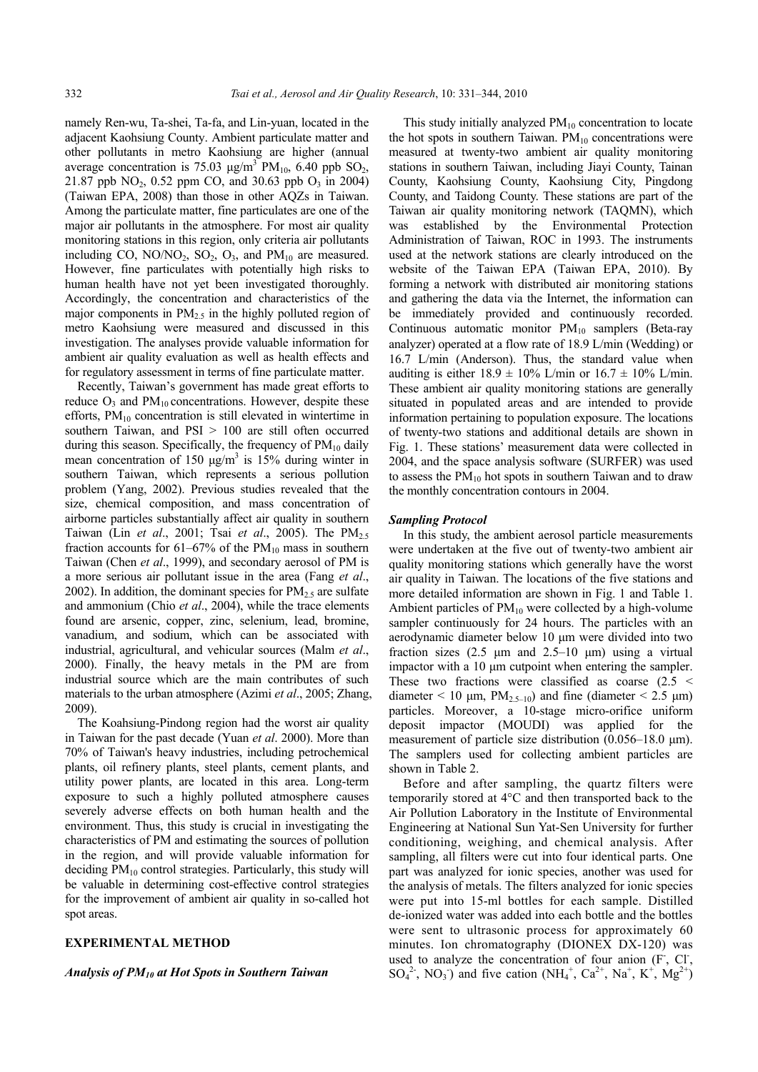namely Ren-wu, Ta-shei, Ta-fa, and Lin-yuan, located in the adjacent Kaohsiung County. Ambient particulate matter and other pollutants in metro Kaohsiung are higher (annual average concentration is 75.03 μg/m$^3$ $PM_{10}$, 6.40 ppb $SO_2$, 21.87 ppb $NO_2$, 0.52 ppm CO, and 30.63 ppb $O_3$ in 2004) (Taiwan EPA, 2008) than those in other AQZs in Taiwan. Among the particulate matter, fine particulates are one of the major air pollutants in the atmosphere. For most air quality monitoring stations in this region, only criteria air pollutants including CO, $NO/NO_2$, $SO_2$, $O_3$, and $PM_{10}$ are measured. However, fine particulates with potentially high risks to human health have not yet been investigated thoroughly. Accordingly, the concentration and characteristics of the major components in $PM_{2.5}$ in the highly polluted region of metro Kaohsiung were measured and discussed in this investigation. The analyses provide valuable information for ambient air quality evaluation as well as health effects and for regulatory assessment in terms of fine particulate matter.

Recently, Taiwan's government has made great efforts to reduce $O_3$ and $PM_{10}$ concentrations. However, despite these efforts, $PM_{10}$ concentration is still elevated in wintertime in southern Taiwan, and PSI > 100 are still often occurred during this season. Specifically, the frequency of $PM_{10}$ daily mean concentration of 150 μg/m$^3$ is 15% during winter in southern Taiwan, which represents a serious pollution problem (Yang, 2002). Previous studies revealed that the size, chemical composition, and mass concentration of airborne particles substantially affect air quality in southern Taiwan (Lin *et al*., 2001; Tsai *et al*., 2005). The $PM_{2.5}$ fraction accounts for 61–67% of the $PM_{10}$ mass in southern Taiwan (Chen *et al*., 1999), and secondary aerosol of PM is a more serious air pollutant issue in the area (Fang *et al*., 2002). In addition, the dominant species for $PM_{2.5}$ are sulfate and ammonium (Chio *et al*., 2004), while the trace elements found are arsenic, copper, zinc, selenium, lead, bromine, vanadium, and sodium, which can be associated with industrial, agricultural, and vehicular sources (Malm *et al*., 2000). Finally, the heavy metals in the PM are from industrial source which are the main contributes of such materials to the urban atmosphere (Azimi *et al*., 2005; Zhang, 2009).

The Koahsiung-Pindong region had the worst air quality in Taiwan for the past decade (Yuan *et al*. 2000). More than 70% of Taiwan's heavy industries, including petrochemical plants, oil refinery plants, steel plants, cement plants, and utility power plants, are located in this area. Long-term exposure to such a highly polluted atmosphere causes severely adverse effects on both human health and the environment. Thus, this study is crucial in investigating the characteristics of PM and estimating the sources of pollution in the region, and will provide valuable information for deciding $PM_{10}$ control strategies. Particularly, this study will be valuable in determining cost-effective control strategies for the improvement of ambient air quality in so-called hot spot areas.

## EXPERIMENTAL METHOD

### *Analysis of $PM_{10}$ at Hot Spots in Southern Taiwan*

This study initially analyzed $PM_{10}$ concentration to locate the hot spots in southern Taiwan. $PM_{10}$ concentrations were measured at twenty-two ambient air quality monitoring stations in southern Taiwan, including Jiayi County, Tainan County, Kaohsiung County, Kaohsiung City, Pingdong County, and Taidong County. These stations are part of the Taiwan air quality monitoring network (TAQMN), which was established by the Environmental Protection Administration of Taiwan, ROC in 1993. The instruments used at the network stations are clearly introduced on the website of the Taiwan EPA (Taiwan EPA, 2010). By forming a network with distributed air monitoring stations and gathering the data via the Internet, the information can be immediately provided and continuously recorded. Continuous automatic monitor $PM_{10}$ samplers (Beta-ray analyzer) operated at a flow rate of 18.9 L/min (Wedding) or 16.7 L/min (Anderson). Thus, the standard value when auditing is either 18.9 ± 10% L/min or 16.7 ± 10% L/min. These ambient air quality monitoring stations are generally situated in populated areas and are intended to provide information pertaining to population exposure. The locations of twenty-two stations and additional details are shown in Fig. 1. These stations' measurement data were collected in 2004, and the space analysis software (SURFER) was used to assess the $PM_{10}$ hot spots in southern Taiwan and to draw the monthly concentration contours in 2004.

### *Sampling Protocol*

In this study, the ambient aerosol particle measurements were undertaken at the five out of twenty-two ambient air quality monitoring stations which generally have the worst air quality in Taiwan. The locations of the five stations and more detailed information are shown in Fig. 1 and Table 1. Ambient particles of $PM_{10}$ were collected by a high-volume sampler continuously for 24 hours. The particles with an aerodynamic diameter below 10 μm were divided into two fraction sizes (2.5 μm and 2.5–10 μm) using a virtual impactor with a 10 μm cutpoint when entering the sampler. These two fractions were classified as coarse (2.5 < diameter < 10 μm, $PM_{2.5-10}$) and fine (diameter < 2.5 μm) particles. Moreover, a 10-stage micro-orifice uniform deposit impactor (MOUDI) was applied for the measurement of particle size distribution (0.056–18.0 μm). The samplers used for collecting ambient particles are shown in Table 2.

Before and after sampling, the quartz filters were temporarily stored at 4°C and then transported back to the Air Pollution Laboratory in the Institute of Environmental Engineering at National Sun Yat-Sen University for further conditioning, weighing, and chemical analysis. After sampling, all filters were cut into four identical parts. One part was analyzed for ionic species, another was used for the analysis of metals. The filters analyzed for ionic species were put into 15-ml bottles for each sample. Distilled de-ionized water was added into each bottle and the bottles were sent to ultrasonic process for approximately 60 minutes. Ion chromatography (DIONEX DX-120) was used to analyze the concentration of four anion ($F^-$, $Cl^-$, $SO_4^{2-}$, $NO_3^-$) and five cation ($NH_4^+$, $Ca^{2+}$, $Na^+$, $K^+$, $Mg^{2+}$)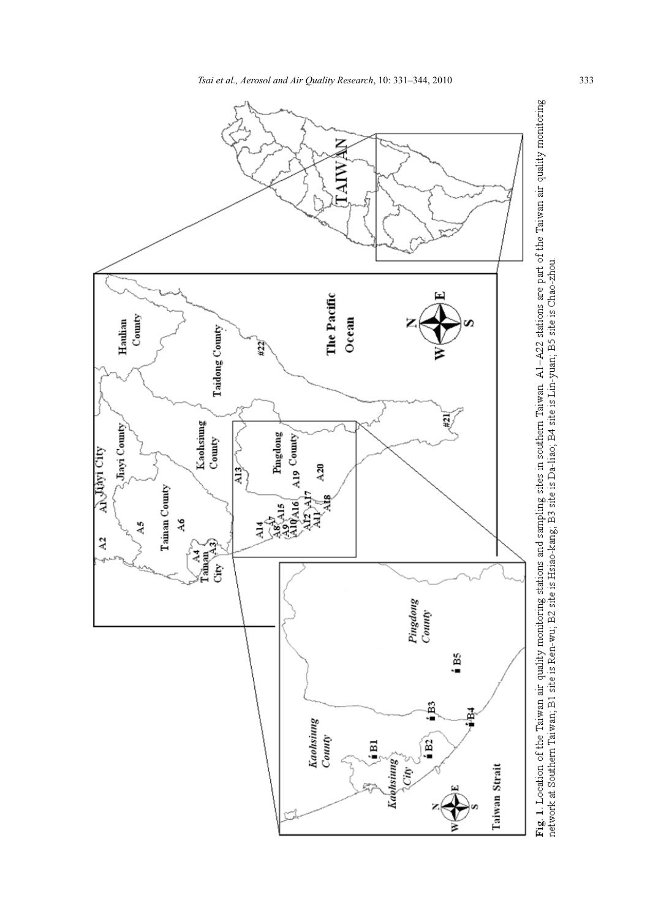**Fig. 1.** Location of the Taiwan air quality monitoring stations and sampling sites in southern Taiwan. A1–A22 stations are part of the Taiwan air quality monitoring network at Southern Taiwan; B1 site is Ren-wu; B2 site is Hsiao-kang; B3 site is Da-liao; B4 site is Lin-yuan; B5 site is Chao-zhou.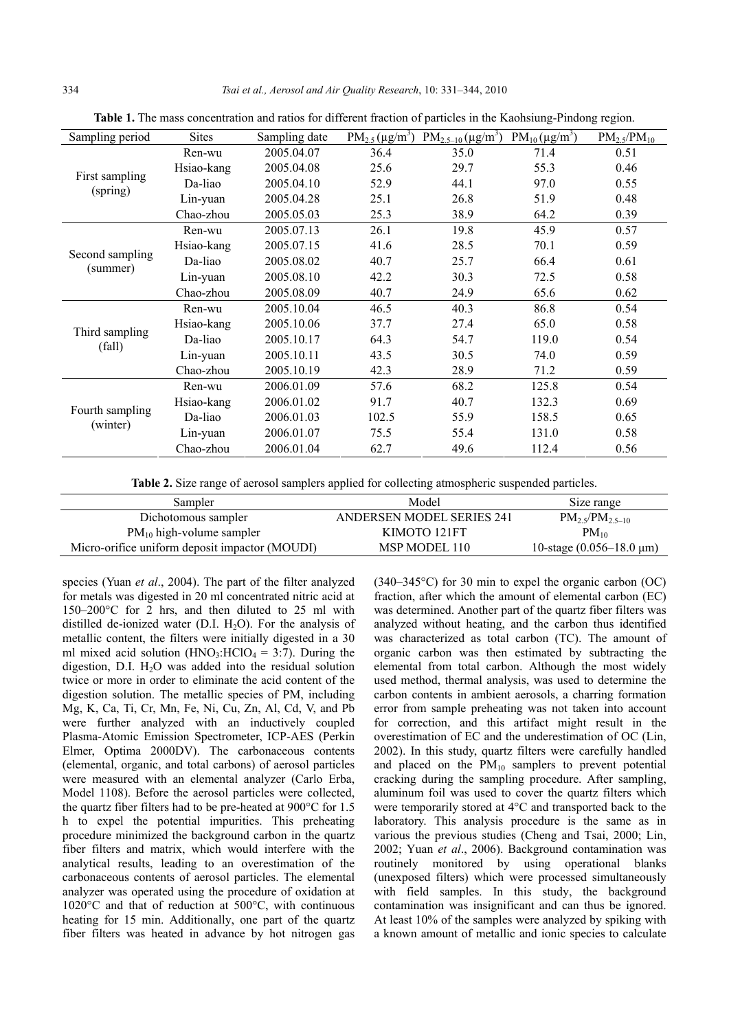**Table 1.** The mass concentration and ratios for different fraction of particles in the Kaohsiung-Pindong region.

| Sampling period | Sites | Sampling date | $PM_{2.5}$ (μg/m$^3$) | $PM_{2.5-10}$ (μg/m$^3$) | $PM_{10}$ (μg/m$^3$) | $PM_{2.5}/PM_{10}$ |
|---|---|---|---|---|---|---|
| First sampling (spring) | Ren-wu | 2005.04.07 | 36.4 | 35.0 | 71.4 | 0.51 |
| | Hsiao-kang | 2005.04.08 | 25.6 | 29.7 | 55.3 | 0.46 |
| | Da-liao | 2005.04.10 | 52.9 | 44.1 | 97.0 | 0.55 |
| | Lin-yuan | 2005.04.28 | 25.1 | 26.8 | 51.9 | 0.48 |
| | Chao-zhou | 2005.05.03 | 25.3 | 38.9 | 64.2 | 0.39 |
| Second sampling (summer) | Ren-wu | 2005.07.13 | 26.1 | 19.8 | 45.9 | 0.57 |
| | Hsiao-kang | 2005.07.15 | 41.6 | 28.5 | 70.1 | 0.59 |
| | Da-liao | 2005.08.02 | 40.7 | 25.7 | 66.4 | 0.61 |
| | Lin-yuan | 2005.08.10 | 42.2 | 30.3 | 72.5 | 0.58 |
| | Chao-zhou | 2005.08.09 | 40.7 | 24.9 | 65.6 | 0.62 |
| Third sampling (fall) | Ren-wu | 2005.10.04 | 46.5 | 40.3 | 86.8 | 0.54 |
| | Hsiao-kang | 2005.10.06 | 37.7 | 27.4 | 65.0 | 0.58 |
| | Da-liao | 2005.10.17 | 64.3 | 54.7 | 119.0 | 0.54 |
| | Lin-yuan | 2005.10.11 | 43.5 | 30.5 | 74.0 | 0.59 |
| | Chao-zhou | 2005.10.19 | 42.3 | 28.9 | 71.2 | 0.59 |
| Fourth sampling (winter) | Ren-wu | 2006.01.09 | 57.6 | 68.2 | 125.8 | 0.54 |
| | Hsiao-kang | 2006.01.02 | 91.7 | 40.7 | 132.3 | 0.69 |
| | Da-liao | 2006.01.03 | 102.5 | 55.9 | 158.5 | 0.65 |
| | Lin-yuan | 2006.01.07 | 75.5 | 55.4 | 131.0 | 0.58 |
| | Chao-zhou | 2006.01.04 | 62.7 | 49.6 | 112.4 | 0.56 |

**Table 2.** Size range of aerosol samplers applied for collecting atmospheric suspended particles.

| Sampler | Model | Size range |
|---|---|---|
| Dichotomous sampler | ANDERSEN MODEL SERIES 241 | $PM_{2.5}/PM_{2.5-10}$ |
| $PM_{10}$ high-volume sampler | KIMOTO 121FT | $PM_{10}$ |
| Micro-orifice uniform deposit impactor (MOUDI) | MSP MODEL 110 | 10-stage (0.056–18.0 μm) |

species (Yuan *et al*., 2004). The part of the filter analyzed for metals was digested in 20 ml concentrated nitric acid at 150–200°C for 2 hrs, and then diluted to 25 ml with distilled de-ionized water (D.I. $H_2O$). For the analysis of metallic content, the filters were initially digested in a 30 ml mixed acid solution ($HNO_3$:$HClO_4$ = 3:7). During the digestion, D.I. $H_2O$ was added into the residual solution twice or more in order to eliminate the acid content of the digestion solution. The metallic species of PM, including Mg, K, Ca, Ti, Cr, Mn, Fe, Ni, Cu, Zn, Al, Cd, V, and Pb were further analyzed with an inductively coupled Plasma-Atomic Emission Spectrometer, ICP-AES (Perkin Elmer, Optima 2000DV). The carbonaceous contents (elemental, organic, and total carbons) of aerosol particles were measured with an elemental analyzer (Carlo Erba, Model 1108). Before the aerosol particles were collected, the quartz fiber filters had to be pre-heated at 900°C for 1.5 h to expel the potential impurities. This preheating procedure minimized the background carbon in the quartz fiber filters and matrix, which would interfere with the analytical results, leading to an overestimation of the carbonaceous contents of aerosol particles. The elemental analyzer was operated using the procedure of oxidation at 1020°C and that of reduction at 500°C, with continuous heating for 15 min. Additionally, one part of the quartz fiber filters was heated in advance by hot nitrogen gas (340–345°C) for 30 min to expel the organic carbon (OC) fraction, after which the amount of elemental carbon (EC) was determined. Another part of the quartz fiber filters was analyzed without heating, and the carbon thus identified was characterized as total carbon (TC). The amount of organic carbon was then estimated by subtracting the elemental from total carbon. Although the most widely used method, thermal analysis, was used to determine the carbon contents in ambient aerosols, a charring formation error from sample preheating was not taken into account for correction, and this artifact might result in the overestimation of EC and the underestimation of OC (Lin, 2002). In this study, quartz filters were carefully handled and placed on the $PM_{10}$ samplers to prevent potential cracking during the sampling procedure. After sampling, aluminum foil was used to cover the quartz filters which were temporarily stored at 4°C and transported back to the laboratory. This analysis procedure is the same as in various the previous studies (Cheng and Tsai, 2000; Lin, 2002; Yuan *et al*., 2006). Background contamination was routinely monitored by using operational blanks (unexposed filters) which were processed simultaneously with field samples. In this study, the background contamination was insignificant and can thus be ignored. At least 10% of the samples were analyzed by spiking with a known amount of metallic and ionic species to calculate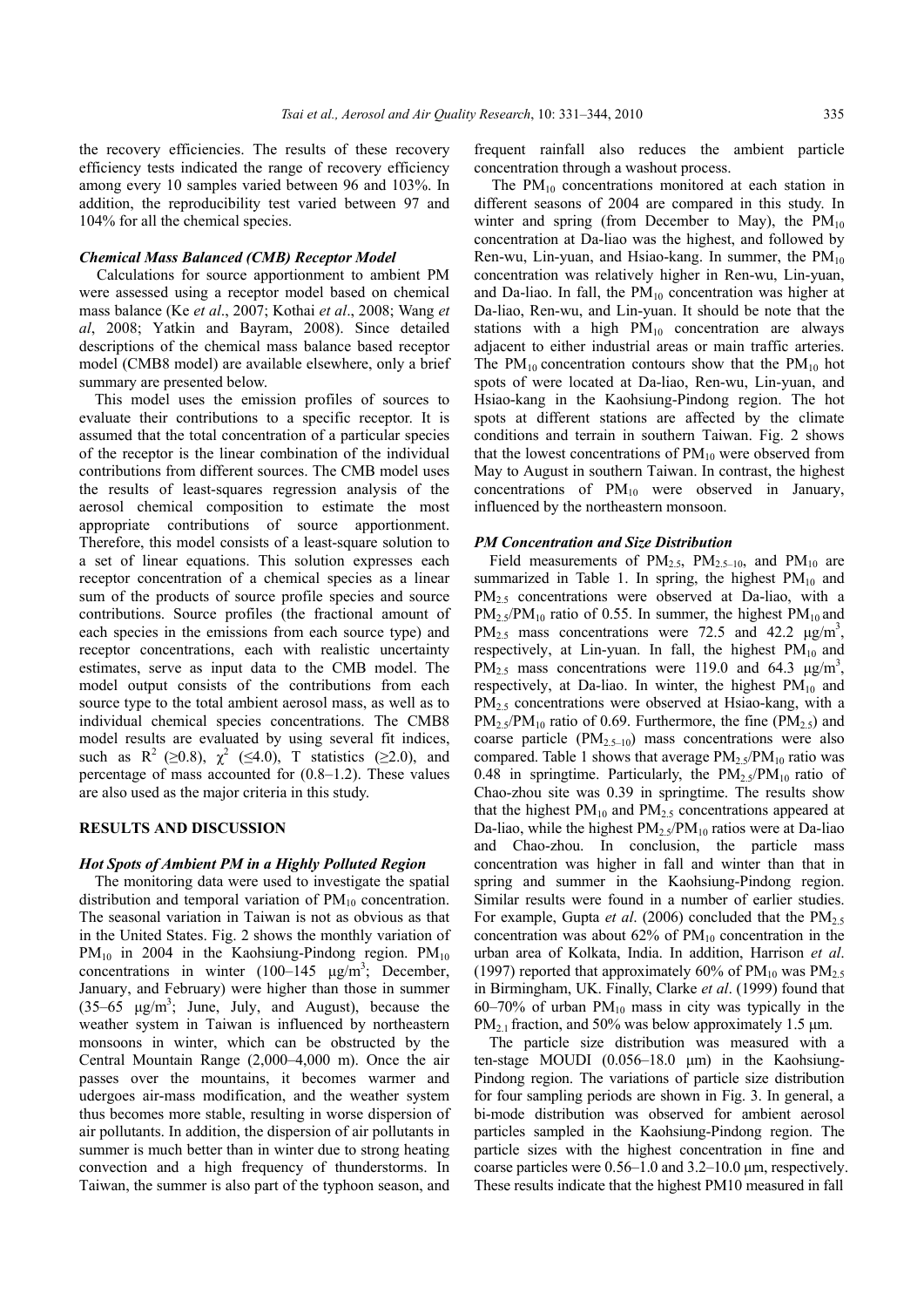the recovery efficiencies. The results of these recovery efficiency tests indicated the range of recovery efficiency among every 10 samples varied between 96 and 103%. In addition, the reproducibility test varied between 97 and 104% for all the chemical species.

### *Chemical Mass Balanced (CMB) Receptor Model*

Calculations for source apportionment to ambient PM were assessed using a receptor model based on chemical mass balance (Ke *et al*., 2007; Kothai *et al*., 2008; Wang *et al*, 2008; Yatkin and Bayram, 2008). Since detailed descriptions of the chemical mass balance based receptor model (CMB8 model) are available elsewhere, only a brief summary are presented below.

This model uses the emission profiles of sources to evaluate their contributions to a specific receptor. It is assumed that the total concentration of a particular species of the receptor is the linear combination of the individual contributions from different sources. The CMB model uses the results of least-squares regression analysis of the aerosol chemical composition to estimate the most appropriate contributions of source apportionment. Therefore, this model consists of a least-square solution to a set of linear equations. This solution expresses each receptor concentration of a chemical species as a linear sum of the products of source profile species and source contributions. Source profiles (the fractional amount of each species in the emissions from each source type) and receptor concentrations, each with realistic uncertainty estimates, serve as input data to the CMB model. The model output consists of the contributions from each source type to the total ambient aerosol mass, as well as to individual chemical species concentrations. The CMB8 model results are evaluated by using several fit indices, such as $R^2$ ($\geq$0.8), $\chi^2$ ($\leq$4.0), T statistics ($\geq$2.0), and percentage of mass accounted for (0.8–1.2). These values are also used as the major criteria in this study.

## RESULTS AND DISCUSSION

### *Hot Spots of Ambient PM in a Highly Polluted Region*

The monitoring data were used to investigate the spatial distribution and temporal variation of $PM_{10}$ concentration. The seasonal variation in Taiwan is not as obvious as that in the United States. Fig. 2 shows the monthly variation of $PM_{10}$ in 2004 in the Kaohsiung-Pindong region. $PM_{10}$ concentrations in winter (100–145 $\mu g/m^3$; December, January, and February) were higher than those in summer (35–65 $\mu g/m^3$; June, July, and August), because the weather system in Taiwan is influenced by northeastern monsoons in winter, which can be obstructed by the Central Mountain Range (2,000–4,000 m). Once the air passes over the mountains, it becomes warmer and udergoes air-mass modification, and the weather system thus becomes more stable, resulting in worse dispersion of air pollutants. In addition, the dispersion of air pollutants in summer is much better than in winter due to strong heating convection and a high frequency of thunderstorms. In Taiwan, the summer is also part of the typhoon season, and frequent rainfall also reduces the ambient particle concentration through a washout process.

The $PM_{10}$ concentrations monitored at each station in different seasons of 2004 are compared in this study. In winter and spring (from December to May), the $PM_{10}$ concentration at Da-liao was the highest, and followed by Ren-wu, Lin-yuan, and Hsiao-kang. In summer, the $PM_{10}$ concentration was relatively higher in Ren-wu, Lin-yuan, and Da-liao. In fall, the $PM_{10}$ concentration was higher at Da-liao, Ren-wu, and Lin-yuan. It should be note that the stations with a high $PM_{10}$ concentration are always adjacent to either industrial areas or main traffic arteries. The $PM_{10}$ concentration contours show that the $PM_{10}$ hot spots of were located at Da-liao, Ren-wu, Lin-yuan, and Hsiao-kang in the Kaohsiung-Pindong region. The hot spots at different stations are affected by the climate conditions and terrain in southern Taiwan. Fig. 2 shows that the lowest concentrations of $PM_{10}$ were observed from May to August in southern Taiwan. In contrast, the highest concentrations of $PM_{10}$ were observed in January, influenced by the northeastern monsoon.

### *PM Concentration and Size Distribution*

Field measurements of $PM_{2.5}$, $PM_{2.5–10}$, and $PM_{10}$ are summarized in Table 1. In spring, the highest $PM_{10}$ and $PM_{2.5}$ concentrations were observed at Da-liao, with a $PM_{2.5}/PM_{10}$ ratio of 0.55. In summer, the highest $PM_{10}$ and $PM_{2.5}$ mass concentrations were 72.5 and 42.2 $\mu g/m^3$, respectively, at Lin-yuan. In fall, the highest $PM_{10}$ and $PM_{2.5}$ mass concentrations were 119.0 and 64.3 $\mu g/m^3$, respectively, at Da-liao. In winter, the highest $PM_{10}$ and $PM_{2.5}$ concentrations were observed at Hsiao-kang, with a $PM_{2.5}/PM_{10}$ ratio of 0.69. Furthermore, the fine ($PM_{2.5}$) and coarse particle ($PM_{2.5–10}$) mass concentrations were also compared. Table 1 shows that average $PM_{2.5}/PM_{10}$ ratio was 0.48 in springtime. Particularly, the $PM_{2.5}/PM_{10}$ ratio of Chao-zhou site was 0.39 in springtime. The results show that the highest $PM_{10}$ and $PM_{2.5}$ concentrations appeared at Da-liao, while the highest $PM_{2.5}/PM_{10}$ ratios were at Da-liao and Chao-zhou. In conclusion, the particle mass concentration was higher in fall and winter than that in spring and summer in the Kaohsiung-Pindong region. Similar results were found in a number of earlier studies. For example, Gupta *et al*. (2006) concluded that the $PM_{2.5}$ concentration was about 62% of $PM_{10}$ concentration in the urban area of Kolkata, India. In addition, Harrison *et al*. (1997) reported that approximately 60% of $PM_{10}$ was $PM_{2.5}$ in Birmingham, UK. Finally, Clarke *et al*. (1999) found that 60–70% of urban $PM_{10}$ mass in city was typically in the $PM_{2.1}$ fraction, and 50% was below approximately 1.5 µm.

The particle size distribution was measured with a ten-stage MOUDI (0.056–18.0 µm) in the Kaohsiung-Pindong region. The variations of particle size distribution for four sampling periods are shown in Fig. 3. In general, a bi-mode distribution was observed for ambient aerosol particles sampled in the Kaohsiung-Pindong region. The particle sizes with the highest concentration in fine and coarse particles were 0.56–1.0 and 3.2–10.0 µm, respectively. These results indicate that the highest PM10 measured in fall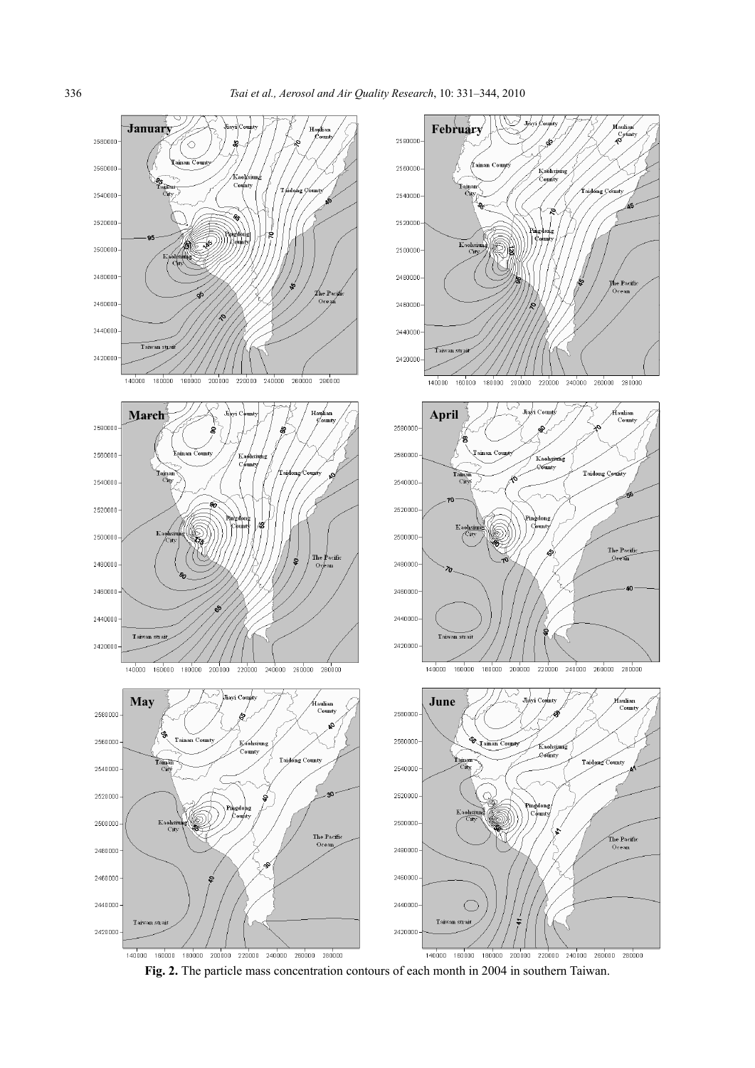**Fig. 2.** The particle mass concentration contours of each month in 2004 in southern Taiwan.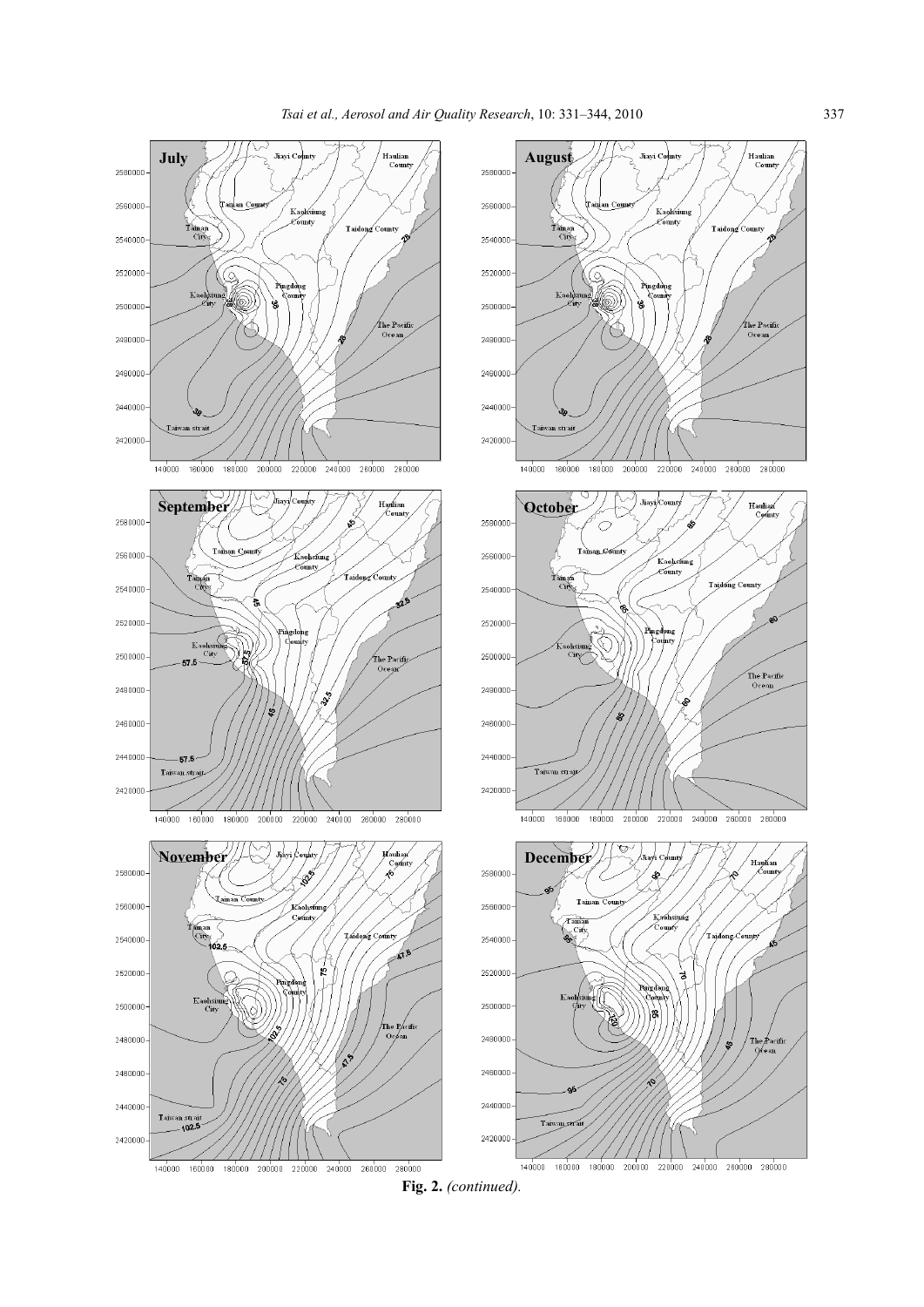**Fig. 2.** *(continued).*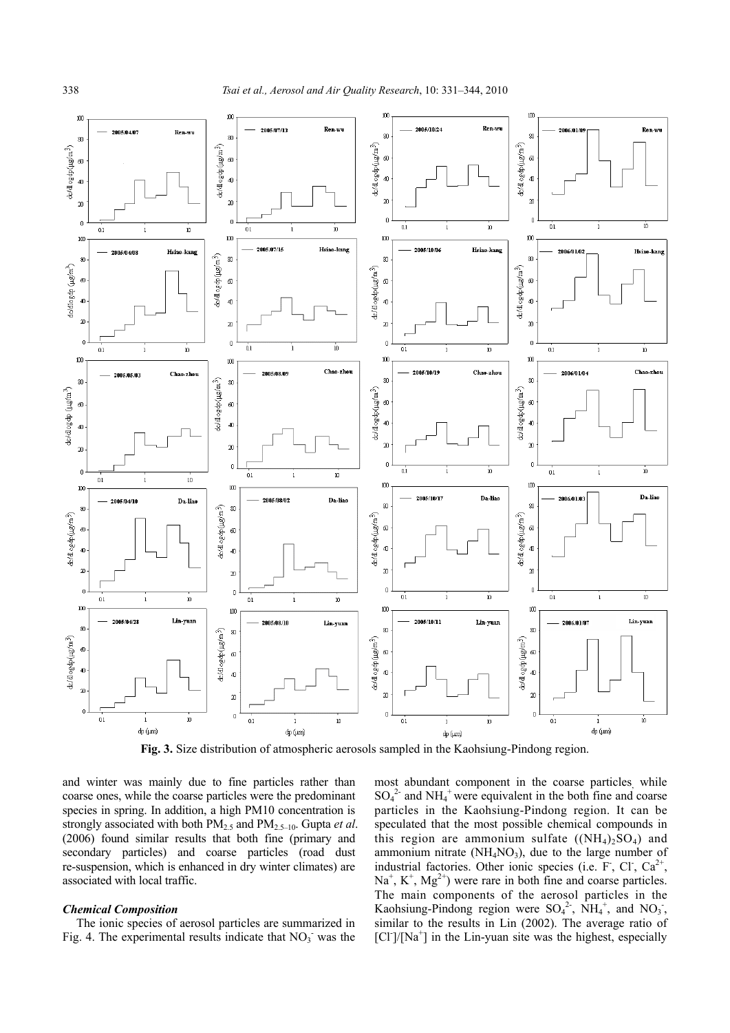**Fig. 3.** Size distribution of atmospheric aerosols sampled in the Kaohsiung-Pindong region.

and winter was mainly due to fine particles rather than coarse ones, while the coarse particles were the predominant species in spring. In addition, a high PM10 concentration is strongly associated with both $PM_{2.5}$ and $PM_{2.5–10}$. Gupta *et al*. (2006) found similar results that both fine (primary and secondary particles) and coarse particles (road dust re-suspension, which is enhanced in dry winter climates) are associated with local traffic.

### *Chemical Composition*

The ionic species of aerosol particles are summarized in Fig. 4. The experimental results indicate that $NO_3^-$ was the most abundant component in the coarse particles, while $SO_4^{2-}$ and $NH_4^+$ were equivalent in the both fine and coarse particles in the Kaohsiung-Pindong region. It can be speculated that the most possible chemical compounds in this region are ammonium sulfate ($(NH_4)_2SO_4$) and ammonium nitrate ($NH_4NO_3$), due to the large number of industrial factories. Other ionic species (i.e. $F^-$, $Cl^-$, $Ca^{2+}$, $Na^+$, $K^+$, $Mg^{2+}$) were rare in both fine and coarse particles. The main components of the aerosol particles in the Kaohsiung-Pindong region were $SO_4^{2-}$, $NH_4^+$, and $NO_3^-$, similar to the results in Lin (2002). The average ratio of $[Cl^-]/[Na^+]$ in the Lin-yuan site was the highest, especially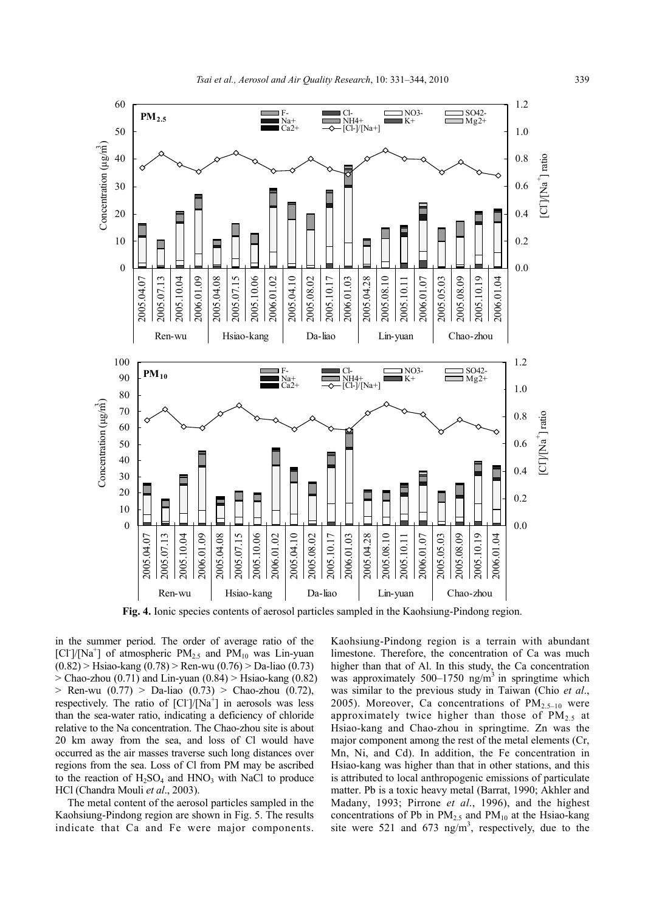**Fig. 4.** Ionic species contents of aerosol particles sampled in the Kaohsiung-Pindong region.

in the summer period. The order of average ratio of the $[Cl^-]/[Na^+]$ of atmospheric $PM_{2.5}$ and $PM_{10}$ was Lin-yuan (0.82) > Hsiao-kang (0.78) > Ren-wu (0.76) > Da-liao (0.73) > Chao-zhou (0.71) and Lin-yuan (0.84) > Hsiao-kang (0.82) > Ren-wu (0.77) > Da-liao (0.73) > Chao-zhou (0.72), respectively. The ratio of $[Cl^-]/[Na^+]$ in aerosols was less than the sea-water ratio, indicating a deficiency of chloride relative to the Na concentration. The Chao-zhou site is about 20 km away from the sea, and loss of Cl would have occurred as the air masses traverse such long distances over regions from the sea. Loss of Cl from PM may be ascribed to the reaction of $H_2SO_4$ and $HNO_3$ with NaCl to produce HCl (Chandra Mouli *et al*., 2003).

The metal content of the aerosol particles sampled in the Kaohsiung-Pindong region are shown in Fig. 5. The results indicate that Ca and Fe were major components. Kaohsiung-Pindong region is a terrain with abundant limestone. Therefore, the concentration of Ca was much higher than that of Al. In this study, the Ca concentration was approximately 500–1750 $ng/m^3$ in springtime which was similar to the previous study in Taiwan (Chio *et al*., 2005). Moreover, Ca concentrations of $PM_{2.5-10}$ were approximately twice higher than those of $PM_{2.5}$ at Hsiao-kang and Chao-zhou in springtime. Zn was the major component among the rest of the metal elements (Cr, Mn, Ni, and Cd). In addition, the Fe concentration in Hsiao-kang was higher than that in other stations, and this is attributed to local anthropogenic emissions of particulate matter. Pb is a toxic heavy metal (Barrat, 1990; Akhler and Madany, 1993; Pirrone *et al*., 1996), and the highest concentrations of Pb in $PM_{2.5}$ and $PM_{10}$ at the Hsiao-kang site were 521 and 673 $ng/m^3$, respectively, due to the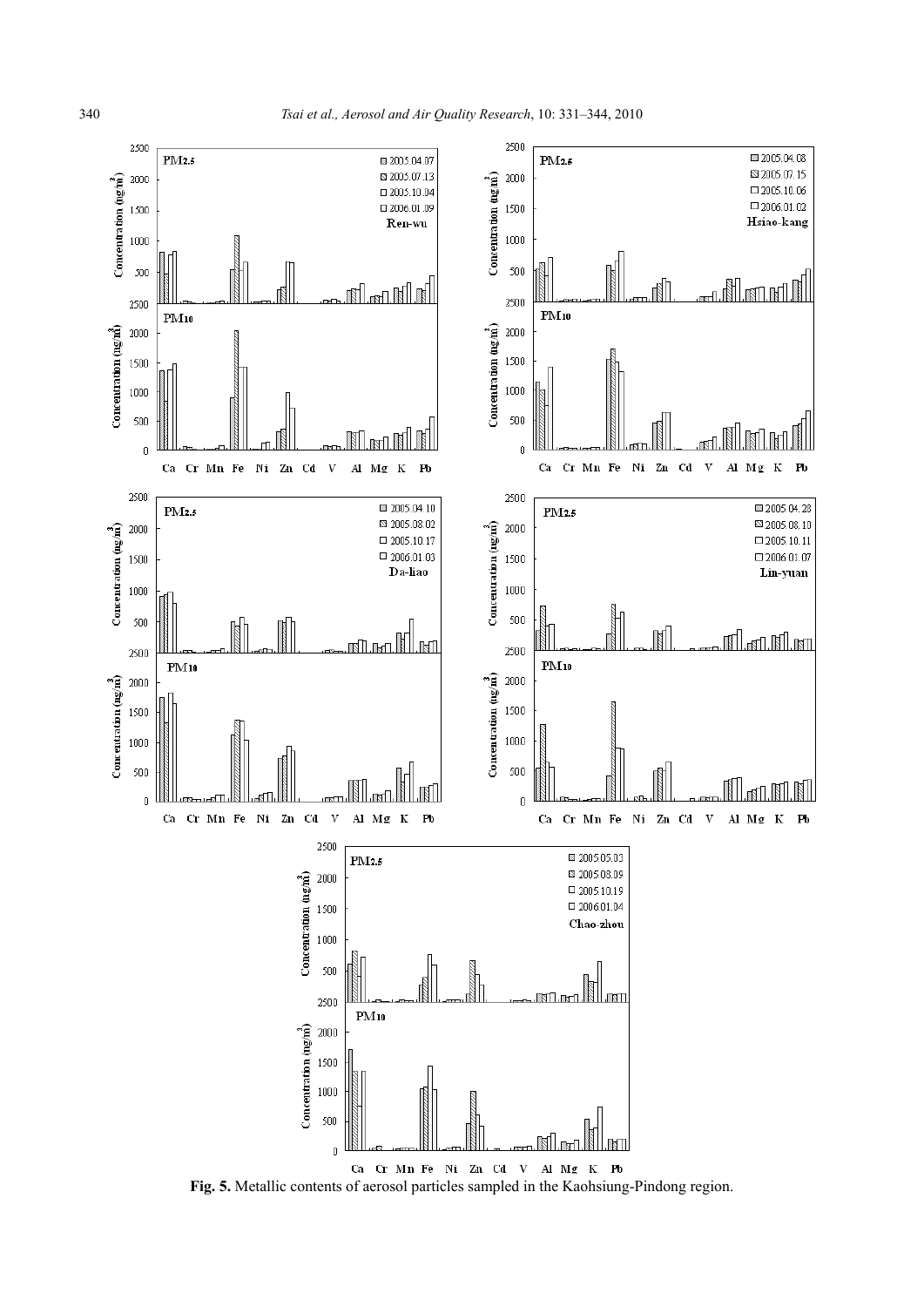**Fig. 5.** Metallic contents of aerosol particles sampled in the Kaohsiung-Pindong region.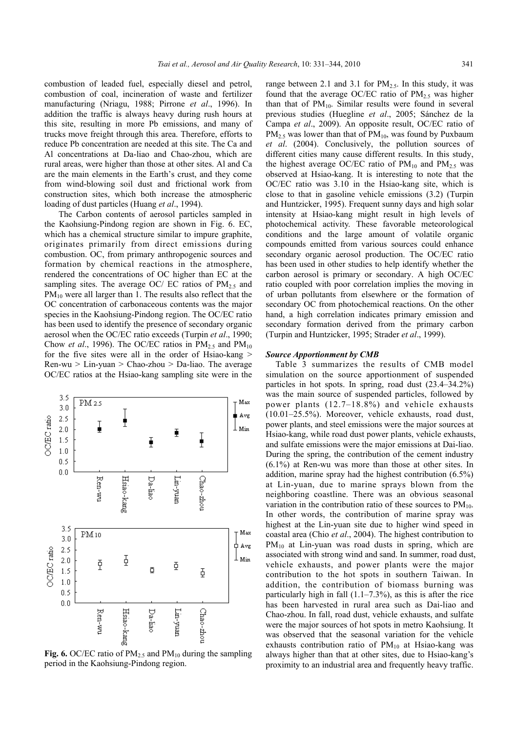combustion of leaded fuel, especially diesel and petrol, combustion of coal, incineration of waste and fertilizer manufacturing (Nriagu, 1988; Pirrone *et al*., 1996). In addition the traffic is always heavy during rush hours at this site, resulting in more Pb emissions, and many of trucks move freight through this area. Therefore, efforts to reduce Pb concentration are needed at this site. The Ca and Al concentrations at Da-liao and Chao-zhou, which are rural areas, were higher than those at other sites. Al and Ca are the main elements in the Earth's crust, and they come from wind-blowing soil dust and frictional work from construction sites, which both increase the atmospheric loading of dust particles (Huang *et al*., 1994).

The Carbon contents of aerosol particles sampled in the Kaohsiung-Pindong region are shown in Fig. 6. EC, which has a chemical structure similar to impure graphite, originates primarily from direct emissions during combustion. OC, from primary anthropogenic sources and formation by chemical reactions in the atmosphere, rendered the concentrations of OC higher than EC at the sampling sites. The average OC/ EC ratios of $PM_{2.5}$ and $PM_{10}$ were all larger than 1. The results also reflect that the OC concentration of carbonaceous contents was the major species in the Kaohsiung-Pindong region. The OC/EC ratio has been used to identify the presence of secondary organic aerosol when the OC/EC ratio exceeds (Turpin *et al*., 1990; Chow *et al*., 1996). The OC/EC ratios in $PM_{2.5}$ and $PM_{10}$ for the five sites were all in the order of Hsiao-kang > Ren-wu > Lin-yuan > Chao-zhou > Da-liao. The average OC/EC ratios at the Hsiao-kang sampling site were in the range between 2.1 and 3.1 for $PM_{2.5}$. In this study, it was found that the average OC/EC ratio of $PM_{2.5}$ was higher than that of $PM_{10}$. Similar results were found in several previous studies (Huegline *et al*., 2005; Sánchez de la Campa *et al*., 2009). An opposite result, OC/EC ratio of $PM_{2.5}$ was lower than that of $PM_{10}$, was found by Puxbaum *et al*. (2004). Conclusively, the pollution sources of different cities many cause different results. In this study, the highest average OC/EC ratio of $PM_{10}$ and $PM_{2.5}$ was observed at Hsiao-kang. It is interesting to note that the OC/EC ratio was 3.10 in the Hsiao-kang site, which is close to that in gasoline vehicle emissions (3.2) (Turpin and Huntzicker, 1995). Frequent sunny days and high solar intensity at Hsiao-kang might result in high levels of photochemical activity. These favorable meteorological conditions and the large amount of volatile organic compounds emitted from various sources could enhance secondary organic aerosol production. The OC/EC ratio has been used in other studies to help identify whether the carbon aerosol is primary or secondary. A high OC/EC ratio coupled with poor correlation implies the moving in of urban pollutants from elsewhere or the formation of secondary OC from photochemical reactions. On the other hand, a high correlation indicates primary emission and secondary formation derived from the primary carbon (Turpin and Huntzicker, 1995; Strader *et al*., 1999).

**Fig. 6.** OC/EC ratio of $PM_{2.5}$ and $PM_{10}$ during the sampling period in the Kaohsiung-Pindong region.

### *Source Apportionment by CMB*

Table 3 summarizes the results of CMB model simulation on the source apportionment of suspended particles in hot spots. In spring, road dust (23.4–34.2%) was the main source of suspended particles, followed by power plants (12.7–18.8%) and vehicle exhausts (10.01–25.5%). Moreover, vehicle exhausts, road dust, power plants, and steel emissions were the major sources at Hsiao-kang, while road dust power plants, vehicle exhausts, and sulfate emissions were the major emissions at Dai-liao. During the spring, the contribution of the cement industry (6.1%) at Ren-wu was more than those at other sites. In addition, marine spray had the highest contribution (6.5%) at Lin-yuan, due to marine sprays blown from the neighboring coastline. There was an obvious seasonal variation in the contribution ratio of these sources to $PM_{10}$. In other words, the contribution of marine spray was highest at the Lin-yuan site due to higher wind speed in coastal area (Chio *et al*., 2004). The highest contribution to $PM_{10}$ at Lin-yuan was road dusts in spring, which are associated with strong wind and sand. In summer, road dust, vehicle exhausts, and power plants were the major contribution to the hot spots in southern Taiwan. In addition, the contribution of biomass burning was particularly high in fall (1.1–7.3%), as this is after the rice has been harvested in rural area such as Dai-liao and Chao-zhou. In fall, road dust, vehicle exhausts, and sulfate were the major sources of hot spots in metro Kaohsiung. It was observed that the seasonal variation for the vehicle exhausts contribution ratio of $PM_{10}$ at Hsiao-kang was always higher than that at other sites, due to Hsiao-kang's proximity to an industrial area and frequently heavy traffic.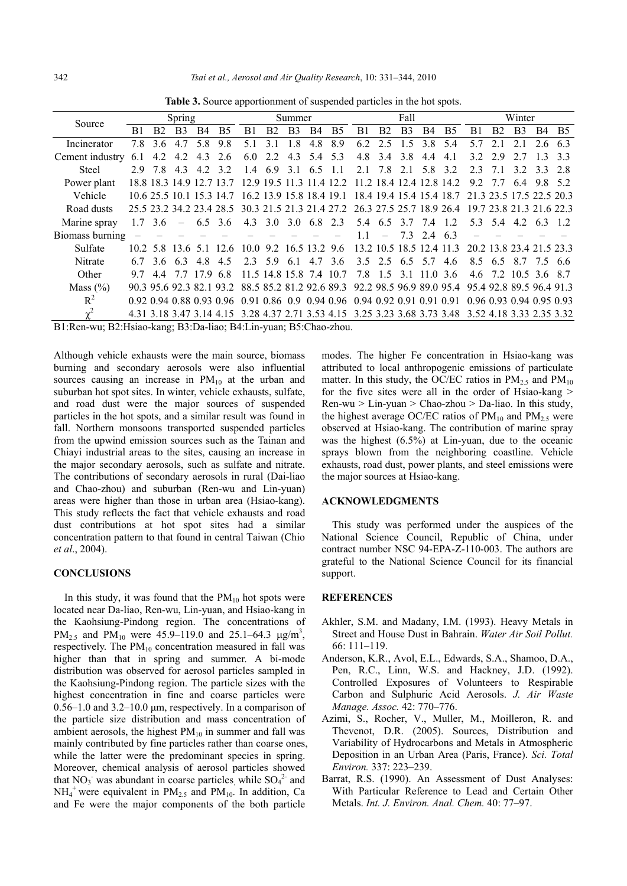**Table 3.** Source apportionment of suspended particles in the hot spots.

| Source | Spring | | | | | Summer | | | | | Fall | | | | | Winter | | | | |
|---|---|---|---|---|---|---|---|---|---|---|---|---|---|---|---|---|---|---|---|---|
| | B1 | B2 | B3 | B4 | B5 | B1 | B2 | B3 | B4 | B5 | B1 | B2 | B3 | B4 | B5 | B1 | B2 | B3 | B4 | B5 |
| Incinerator | 7.8 | 3.6 | 4.7 | 5.8 | 9.8 | 5.1 | 3.1 | 1.8 | 4.8 | 8.9 | 6.2 | 2.5 | 1.5 | 3.8 | 5.4 | 5.7 | 2.1 | 2.1 | 2.6 | 6.3 |
| Cement industry | 6.1 | 4.2 | 4.2 | 4.3 | 2.6 | 6.0 | 2.2 | 4.3 | 5.4 | 5.3 | 4.8 | 3.4 | 3.8 | 4.4 | 4.1 | 3.2 | 2.9 | 2.7 | 1.3 | 3.3 |
| Steel | 2.9 | 7.8 | 4.3 | 4.2 | 3.2 | 1.4 | 6.9 | 3.1 | 6.5 | 1.1 | 2.1 | 7.8 | 2.1 | 5.8 | 3.2 | 2.3 | 7.1 | 3.2 | 3.3 | 2.8 |
| Power plant | 18.8 | 18.3 | 14.9 | 12.7 | 13.7 | 12.9 | 19.5 | 11.3 | 11.4 | 12.2 | 11.2 | 18.4 | 12.4 | 12.8 | 14.2 | 9.2 | 7.7 | 6.4 | 9.8 | 5.2 |
| Vehicle | 10.6 | 25.5 | 10.1 | 15.3 | 14.7 | 16.2 | 13.9 | 15.8 | 18.4 | 19.1 | 18.4 | 19.4 | 15.4 | 15.4 | 18.7 | 21.3 | 23.5 | 17.5 | 22.5 | 20.3 |
| Road dusts | 25.5 | 23.2 | 34.2 | 23.4 | 28.5 | 30.3 | 21.5 | 21.3 | 21.4 | 27.2 | 26.3 | 27.5 | 25.7 | 18.9 | 26.4 | 19.7 | 23.8 | 21.3 | 21.6 | 22.3 |
| Marine spray | 1.7 | 3.6 | – | 6.5 | 3.6 | 4.3 | 3.0 | 3.0 | 6.8 | 2.3 | 5.4 | 6.5 | 3.7 | 7.4 | 1.2 | 5.3 | 5.4 | 4.2 | 6.3 | 1.2 |
| Biomass burning | – | – | – | – | – | – | – | – | – | – | 1.1 | – | 7.3 | 2.4 | 6.3 | – | – | – | – | – |
| Sulfate | 10.2 | 5.8 | 13.6 | 5.1 | 12.6 | 10.0 | 9.2 | 16.5 | 13.2 | 9.6 | 13.2 | 10.5 | 18.5 | 12.4 | 11.3 | 20.2 | 13.8 | 23.4 | 21.5 | 23.3 |
| Nitrate | 6.7 | 3.6 | 6.3 | 4.8 | 4.5 | 2.3 | 5.9 | 6.1 | 4.7 | 3.6 | 3.5 | 2.5 | 6.5 | 5.7 | 4.6 | 8.5 | 6.5 | 8.7 | 7.5 | 6.6 |
| Other | 9.7 | 4.4 | 7.7 | 17.9 | 6.8 | 11.5 | 14.8 | 15.8 | 7.4 | 10.7 | 7.8 | 1.5 | 3.1 | 11.0 | 3.6 | 4.6 | 7.2 | 10.5 | 3.6 | 8.7 |
| Mass (%) | 90.3 | 95.6 | 92.3 | 82.1 | 93.2 | 88.5 | 85.2 | 81.2 | 92.6 | 89.3 | 92.2 | 98.5 | 96.9 | 89.0 | 95.4 | 95.4 | 92.8 | 89.5 | 96.4 | 91.3 |
| $R^2$ | 0.92 | 0.94 | 0.88 | 0.93 | 0.96 | 0.91 | 0.86 | 0.9 | 0.94 | 0.96 | 0.94 | 0.92 | 0.91 | 0.91 | 0.91 | 0.96 | 0.93 | 0.94 | 0.95 | 0.93 |
| $\chi^2$ | 4.31 | 3.18 | 3.47 | 3.14 | 4.15 | 3.28 | 4.37 | 2.71 | 3.53 | 4.15 | 3.25 | 3.23 | 3.68 | 3.73 | 3.48 | 3.52 | 4.18 | 3.33 | 2.35 | 3.32 |

B1:Ren-wu; B2:Hsiao-kang; B3:Da-liao; B4:Lin-yuan; B5:Chao-zhou.

Although vehicle exhausts were the main source, biomass burning and secondary aerosols were also influential sources causing an increase in $PM_{10}$ at the urban and suburban hot spot sites. In winter, vehicle exhausts, sulfate, and road dust were the major sources of suspended particles in the hot spots, and a similar result was found in fall. Northern monsoons transported suspended particles from the upwind emission sources such as the Tainan and Chiayi industrial areas to the sites, causing an increase in the major secondary aerosols, such as sulfate and nitrate. The contributions of secondary aerosols in rural (Dai-liao and Chao-zhou) and suburban (Ren-wu and Lin-yuan) areas were higher than those in urban area (Hsiao-kang). This study reflects the fact that vehicle exhausts and road dust contributions at hot spot sites had a similar concentration pattern to that found in central Taiwan (Chio *et al*., 2004).

## CONCLUSIONS

In this study, it was found that the $PM_{10}$ hot spots were located near Da-liao, Ren-wu, Lin-yuan, and Hsiao-kang in the Kaohsiung-Pindong region. The concentrations of $PM_{2.5}$ and $PM_{10}$ were 45.9–119.0 and 25.1–64.3 μg/m$^3$, respectively. The $PM_{10}$ concentration measured in fall was higher than that in spring and summer. A bi-mode distribution was observed for aerosol particles sampled in the Kaohsiung-Pindong region. The particle sizes with the highest concentration in fine and coarse particles were 0.56–1.0 and 3.2–10.0 μm, respectively. In a comparison of the particle size distribution and mass concentration of ambient aerosols, the highest $PM_{10}$ in summer and fall was mainly contributed by fine particles rather than coarse ones, while the latter were the predominant species in spring. Moreover, chemical analysis of aerosol particles showed that $NO_3^-$ was abundant in coarse particles, while $SO_4^{2-}$ and $NH_4^+$ were equivalent in $PM_{2.5}$ and $PM_{10}$. In addition, Ca and Fe were the major components of the both particle modes. The higher Fe concentration in Hsiao-kang was attributed to local anthropogenic emissions of particulate matter. In this study, the OC/EC ratios in $PM_{2.5}$ and $PM_{10}$ for the five sites were all in the order of Hsiao-kang > Ren-wu > Lin-yuan > Chao-zhou > Da-liao. In this study, the highest average OC/EC ratios of $PM_{10}$ and $PM_{2.5}$ were observed at Hsiao-kang. The contribution of marine spray was the highest (6.5%) at Lin-yuan, due to the oceanic sprays blown from the neighboring coastline. Vehicle exhausts, road dust, power plants, and steel emissions were the major sources at Hsiao-kang.

## ACKNOWLEDGMENTS

This study was performed under the auspices of the National Science Council, Republic of China, under contract number NSC 94-EPA-Z-110-003. The authors are grateful to the National Science Council for its financial support.

## REFERENCES

Akhler, S.M. and Madany, I.M. (1993). Heavy Metals in Street and House Dust in Bahrain. *Water Air Soil Pollut.* 66: 111–119.

Anderson, K.R., Avol, E.L., Edwards, S.A., Shamoo, D.A., Pen, R.C., Linn, W.S. and Hackney, J.D. (1992). Controlled Exposures of Volunteers to Respirable Carbon and Sulphuric Acid Aerosols. *J. Air Waste Manage. Assoc.* 42: 770–776.

Azimi, S., Rocher, V., Muller, M., Moilleron, R. and Thevenot, D.R. (2005). Sources, Distribution and Variability of Hydrocarbons and Metals in Atmospheric Deposition in an Urban Area (Paris, France). *Sci. Total Environ.* 337: 223–239.

Barrat, R.S. (1990). An Assessment of Dust Analyses: With Particular Reference to Lead and Certain Other Metals. *Int. J. Environ. Anal. Chem.* 40: 77–97.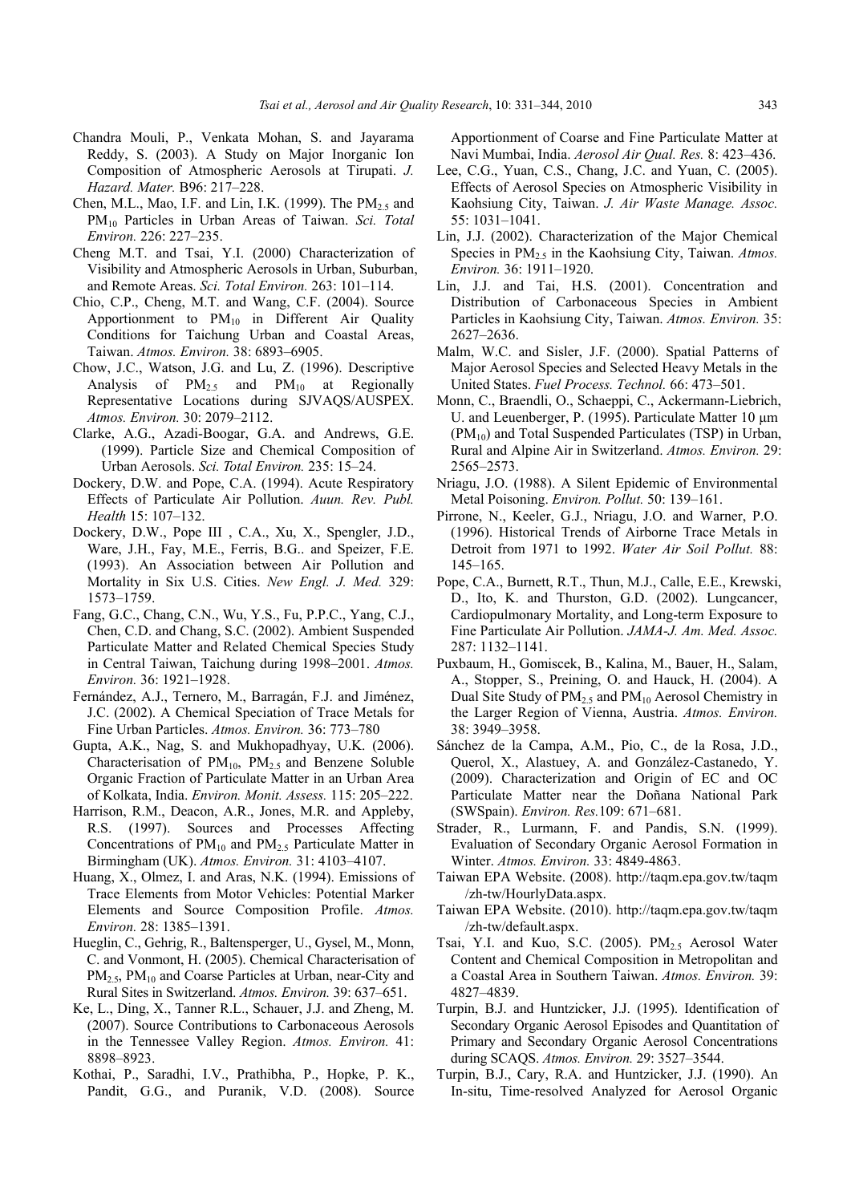Chandra Mouli, P., Venkata Mohan, S. and Jayarama Reddy, S. (2003). A Study on Major Inorganic Ion Composition of Atmospheric Aerosols at Tirupati. *J. Hazard. Mater.* B96: 217–228.

Chen, M.L., Mao, I.F. and Lin, I.K. (1999). The $PM_{2.5}$ and $PM_{10}$ Particles in Urban Areas of Taiwan. *Sci. Total Environ.* 226: 227–235.

Cheng M.T. and Tsai, Y.I. (2000) Characterization of Visibility and Atmospheric Aerosols in Urban, Suburban, and Remote Areas. *Sci. Total Environ.* 263: 101–114.

Chio, C.P., Cheng, M.T. and Wang, C.F. (2004). Source Apportionment to $PM_{10}$ in Different Air Quality Conditions for Taichung Urban and Coastal Areas, Taiwan. *Atmos. Environ.* 38: 6893–6905.

Chow, J.C., Watson, J.G. and Lu, Z. (1996). Descriptive Analysis of $PM_{2.5}$ and $PM_{10}$ at Regionally Representative Locations during SJVAQS/AUSPEX. *Atmos. Environ.* 30: 2079–2112.

Clarke, A.G., Azadi-Boogar, G.A. and Andrews, G.E. (1999). Particle Size and Chemical Composition of Urban Aerosols. *Sci. Total Environ.* 235: 15–24.

Dockery, D.W. and Pope, C.A. (1994). Acute Respiratory Effects of Particulate Air Pollution. *Auun. Rev. Publ. Health* 15: 107–132.

Dockery, D.W., Pope III , C.A., Xu, X., Spengler, J.D., Ware, J.H., Fay, M.E., Ferris, B.G.. and Speizer, F.E. (1993). An Association between Air Pollution and Mortality in Six U.S. Cities. *New Engl. J. Med.* 329: 1573–1759.

Fang, G.C., Chang, C.N., Wu, Y.S., Fu, P.P.C., Yang, C.J., Chen, C.D. and Chang, S.C. (2002). Ambient Suspended Particulate Matter and Related Chemical Species Study in Central Taiwan, Taichung during 1998–2001. *Atmos. Environ.* 36: 1921–1928.

Fernández, A.J., Ternero, M., Barragán, F.J. and Jiménez, J.C. (2002). A Chemical Speciation of Trace Metals for Fine Urban Particles. *Atmos. Environ.* 36: 773–780

Gupta, A.K., Nag, S. and Mukhopadhyay, U.K. (2006). Characterisation of $PM_{10}$, $PM_{2.5}$ and Benzene Soluble Organic Fraction of Particulate Matter in an Urban Area of Kolkata, India. *Environ. Monit. Assess.* 115: 205–222.

Harrison, R.M., Deacon, A.R., Jones, M.R. and Appleby, R.S. (1997). Sources and Processes Affecting Concentrations of $PM_{10}$ and $PM_{2.5}$ Particulate Matter in Birmingham (UK). *Atmos. Environ.* 31: 4103–4107.

Huang, X., Olmez, I. and Aras, N.K. (1994). Emissions of Trace Elements from Motor Vehicles: Potential Marker Elements and Source Composition Profile. *Atmos. Environ.* 28: 1385–1391.

Hueglin, C., Gehrig, R., Baltensperger, U., Gysel, M., Monn, C. and Vonmont, H. (2005). Chemical Characterisation of $PM_{2.5}$, $PM_{10}$ and Coarse Particles at Urban, near-City and Rural Sites in Switzerland. *Atmos. Environ.* 39: 637–651.

Ke, L., Ding, X., Tanner R.L., Schauer, J.J. and Zheng, M. (2007). Source Contributions to Carbonaceous Aerosols in the Tennessee Valley Region. *Atmos. Environ.* 41: 8898–8923.

Kothai, P., Saradhi, I.V., Prathibha, P., Hopke, P. K., Pandit, G.G., and Puranik, V.D. (2008). Source Apportionment of Coarse and Fine Particulate Matter at Navi Mumbai, India. *Aerosol Air Qual. Res.* 8: 423–436.

Lee, C.G., Yuan, C.S., Chang, J.C. and Yuan, C. (2005). Effects of Aerosol Species on Atmospheric Visibility in Kaohsiung City, Taiwan. *J. Air Waste Manage. Assoc.* 55: 1031–1041.

Lin, J.J. (2002). Characterization of the Major Chemical Species in $PM_{2.5}$ in the Kaohsiung City, Taiwan. *Atmos. Environ.* 36: 1911–1920.

Lin, J.J. and Tai, H.S. (2001). Concentration and Distribution of Carbonaceous Species in Ambient Particles in Kaohsiung City, Taiwan. *Atmos. Environ.* 35: 2627–2636.

Malm, W.C. and Sisler, J.F. (2000). Spatial Patterns of Major Aerosol Species and Selected Heavy Metals in the United States. *Fuel Process. Technol.* 66: 473–501.

Monn, C., Braendli, O., Schaeppi, C., Ackermann-Liebrich, U. and Leuenberger, P. (1995). Particulate Matter 10 μm ($PM_{10}$) and Total Suspended Particulates (TSP) in Urban, Rural and Alpine Air in Switzerland. *Atmos. Environ.* 29: 2565–2573.

Nriagu, J.O. (1988). A Silent Epidemic of Environmental Metal Poisoning. *Environ. Pollut.* 50: 139–161.

Pirrone, N., Keeler, G.J., Nriagu, J.O. and Warner, P.O. (1996). Historical Trends of Airborne Trace Metals in Detroit from 1971 to 1992. *Water Air Soil Pollut.* 88: 145–165.

Pope, C.A., Burnett, R.T., Thun, M.J., Calle, E.E., Krewski, D., Ito, K. and Thurston, G.D. (2002). Lungcancer, Cardiopulmonary Mortality, and Long-term Exposure to Fine Particulate Air Pollution. *JAMA-J. Am. Med. Assoc.* 287: 1132–1141.

Puxbaum, H., Gomiscek, B., Kalina, M., Bauer, H., Salam, A., Stopper, S., Preining, O. and Hauck, H. (2004). A Dual Site Study of $PM_{2.5}$ and $PM_{10}$ Aerosol Chemistry in the Larger Region of Vienna, Austria. *Atmos. Environ.* 38: 3949–3958.

Sánchez de la Campa, A.M., Pio, C., de la Rosa, J.D., Querol, X., Alastuey, A. and González-Castanedo, Y. (2009). Characterization and Origin of EC and OC Particulate Matter near the Doñana National Park (SWSpain). *Environ. Res.*109: 671–681.

Strader, R., Lurmann, F. and Pandis, S.N. (1999). Evaluation of Secondary Organic Aerosol Formation in Winter. *Atmos. Environ.* 33: 4849-4863.

Taiwan EPA Website. (2008). http://taqm.epa.gov.tw/taqm/zh-tw/HourlyData.aspx.

Taiwan EPA Website. (2010). http://taqm.epa.gov.tw/taqm/zh-tw/default.aspx.

Tsai, Y.I. and Kuo, S.C. (2005). $PM_{2.5}$ Aerosol Water Content and Chemical Composition in Metropolitan and a Coastal Area in Southern Taiwan. *Atmos. Environ.* 39: 4827–4839.

Turpin, B.J. and Huntzicker, J.J. (1995). Identification of Secondary Organic Aerosol Episodes and Quantitation of Primary and Secondary Organic Aerosol Concentrations during SCAQS. *Atmos. Environ.* 29: 3527–3544.

Turpin, B.J., Cary, R.A. and Huntzicker, J.J. (1990). An In-situ, Time-resolved Analyzed for Aerosol Organic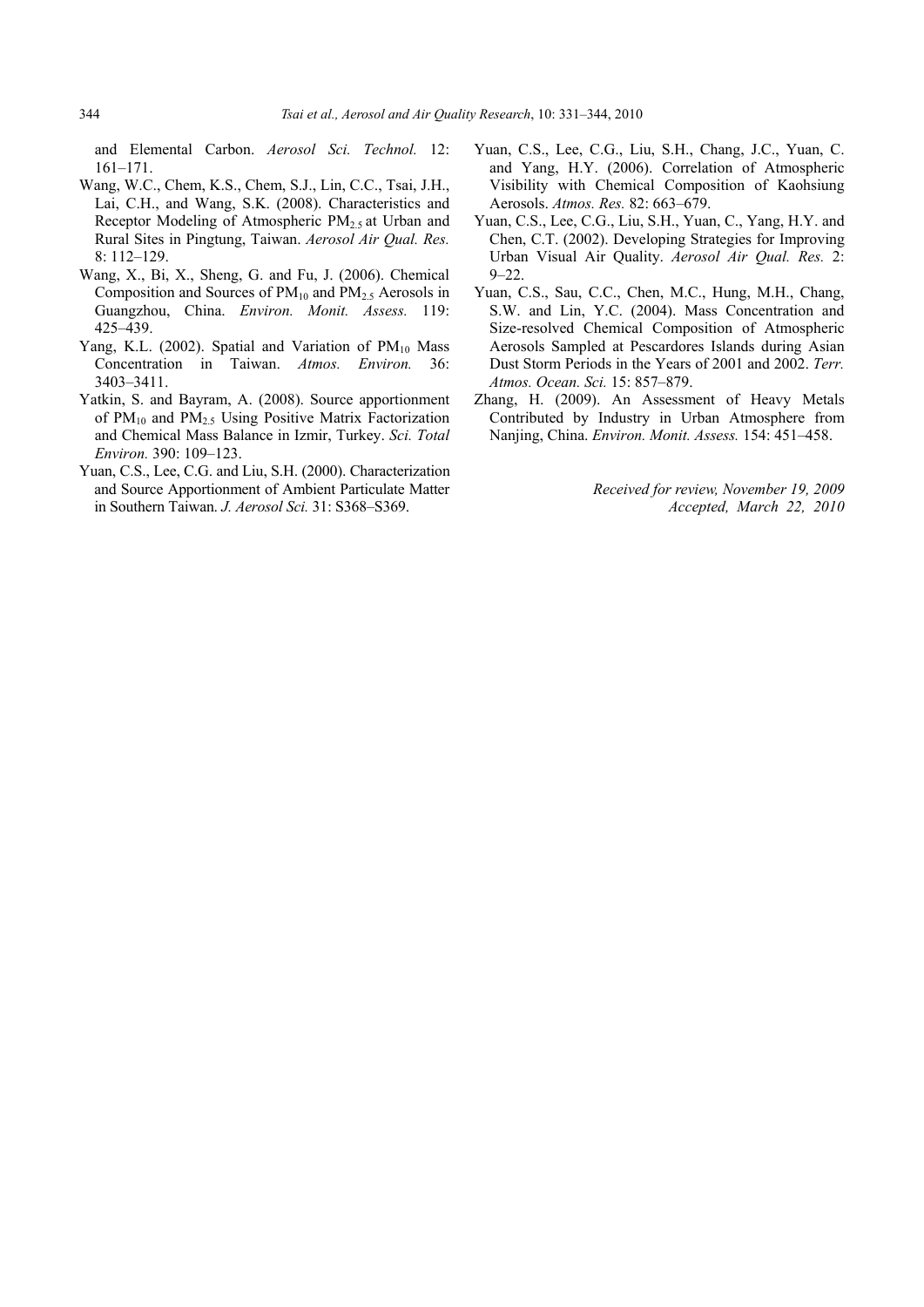and Elemental Carbon. *Aerosol Sci. Technol.* 12: 161–171.

Wang, W.C., Chem, K.S., Chem, S.J., Lin, C.C., Tsai, J.H., Lai, C.H., and Wang, S.K. (2008). Characteristics and Receptor Modeling of Atmospheric $PM_{2.5}$ at Urban and Rural Sites in Pingtung, Taiwan. *Aerosol Air Qual. Res.* 8: 112–129.

Wang, X., Bi, X., Sheng, G. and Fu, J. (2006). Chemical Composition and Sources of $PM_{10}$ and $PM_{2.5}$ Aerosols in Guangzhou, China. *Environ. Monit. Assess.* 119: 425–439.

Yang, K.L. (2002). Spatial and Variation of $PM_{10}$ Mass Concentration in Taiwan. *Atmos. Environ.* 36: 3403–3411.

Yatkin, S. and Bayram, A. (2008). Source apportionment of $PM_{10}$ and $PM_{2.5}$ Using Positive Matrix Factorization and Chemical Mass Balance in Izmir, Turkey. *Sci. Total Environ.* 390: 109–123.

Yuan, C.S., Lee, C.G. and Liu, S.H. (2000). Characterization and Source Apportionment of Ambient Particulate Matter in Southern Taiwan. *J. Aerosol Sci.* 31: S368–S369.

Yuan, C.S., Lee, C.G., Liu, S.H., Chang, J.C., Yuan, C. and Yang, H.Y. (2006). Correlation of Atmospheric Visibility with Chemical Composition of Kaohsiung Aerosols. *Atmos. Res.* 82: 663–679.

Yuan, C.S., Lee, C.G., Liu, S.H., Yuan, C., Yang, H.Y. and Chen, C.T. (2002). Developing Strategies for Improving Urban Visual Air Quality. *Aerosol Air Qual. Res.* 2: 9–22.

Yuan, C.S., Sau, C.C., Chen, M.C., Hung, M.H., Chang, S.W. and Lin, Y.C. (2004). Mass Concentration and Size-resolved Chemical Composition of Atmospheric Aerosols Sampled at Pescardores Islands during Asian Dust Storm Periods in the Years of 2001 and 2002. *Terr. Atmos. Ocean. Sci.* 15: 857–879.

Zhang, H. (2009). An Assessment of Heavy Metals Contributed by Industry in Urban Atmosphere from Nanjing, China. *Environ. Monit. Assess.* 154: 451–458.

*Received for review, November 19, 2009*
*Accepted, March 22, 2010*